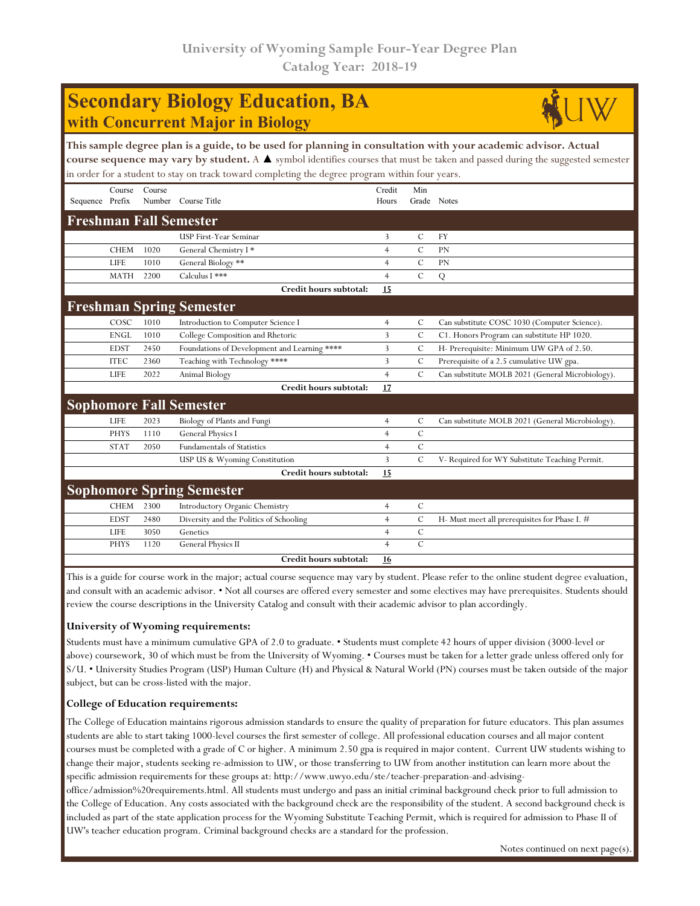University of Wyoming Sample Four-Year Degree Plan
Catalog Year: 2018-19

# Secondary Biology Education, BA
## with Concurrent Major in Biology

**This sample degree plan is a guide, to be used for planning in consultation with your academic advisor. Actual course sequence may vary by student.** A ▲ symbol identifies courses that must be taken and passed during the suggested semester in order for a student to stay on track toward completing the degree program within four years.

| Sequence | Course Prefix | Course Number | Course Title | Credit Hours | Min Grade | Notes |
|---|---|---|---|---|---|---|
| **Freshman Fall Semester** | | | | | | |
| | | | USP First-Year Seminar | 3 | C | FY |
| | CHEM | 1020 | General Chemistry I * | 4 | C | PN |
| | LIFE | 1010 | General Biology ** | 4 | C | PN |
| | MATH | 2200 | Calculus I *** | 4 | C | Q |
| | | | **Credit hours subtotal:** | **15** | | |
| **Freshman Spring Semester** | | | | | | |
| | COSC | 1010 | Introduction to Computer Science I | 4 | C | Can substitute COSC 1030 (Computer Science). |
| | ENGL | 1010 | College Composition and Rhetoric | 3 | C | C1. Honors Program can substitute HP 1020. |
| | EDST | 2450 | Foundations of Development and Learning **** | 3 | C | H- Prerequisite: Minimum UW GPA of 2.50. |
| | ITEC | 2360 | Teaching with Technology **** | 3 | C | Prerequisite of a 2.5 cumulative UW gpa. |
| | LIFE | 2022 | Animal Biology | 4 | C | Can substitute MOLB 2021 (General Microbiology). |
| | | | **Credit hours subtotal:** | **17** | | |
| **Sophomore Fall Semester** | | | | | | |
| | LIFE | 2023 | Biology of Plants and Fungi | 4 | C | Can substitute MOLB 2021 (General Microbiology). |
| | PHYS | 1110 | General Physics I | 4 | C | |
| | STAT | 2050 | Fundamentals of Statistics | 4 | C | |
| | | | USP US & Wyoming Constitution | 3 | C | V- Required for WY Substitute Teaching Permit. |
| | | | **Credit hours subtotal:** | **15** | | |
| **Sophomore Spring Semester** | | | | | | |
| | CHEM | 2300 | Introductory Organic Chemistry | 4 | C | |
| | EDST | 2480 | Diversity and the Politics of Schooling | 4 | C | H- Must meet all prerequisites for Phase I. # |
| | LIFE | 3050 | Genetics | 4 | C | |
| | PHYS | 1120 | General Physics II | 4 | C | |
| | | | **Credit hours subtotal:** | **16** | | |

This is a guide for course work in the major; actual course sequence may vary by student. Please refer to the online student degree evaluation, and consult with an academic advisor. • Not all courses are offered every semester and some electives may have prerequisites. Students should review the course descriptions in the University Catalog and consult with their academic advisor to plan accordingly.

**University of Wyoming requirements:**

Students must have a minimum cumulative GPA of 2.0 to graduate. • Students must complete 42 hours of upper division (3000-level or above) coursework, 30 of which must be from the University of Wyoming. • Courses must be taken for a letter grade unless offered only for S/U. • University Studies Program (USP) Human Culture (H) and Physical & Natural World (PN) courses must be taken outside of the major subject, but can be cross-listed with the major.

**College of Education requirements:**

The College of Education maintains rigorous admission standards to ensure the quality of preparation for future educators. This plan assumes students are able to start taking 1000-level courses the first semester of college. All professional education courses and all major content courses must be completed with a grade of C or higher. A minimum 2.50 gpa is required in major content. Current UW students wishing to change their major, students seeking re-admission to UW, or those transferring to UW from another institution can learn more about the specific admission requirements for these groups at: http://www.uwyo.edu/ste/teacher-preparation-and-advising-office/admission%20requirements.html. All students must undergo and pass an initial criminal background check prior to full admission to the College of Education. Any costs associated with the background check are the responsibility of the student. A second background check is included as part of the state application process for the Wyoming Substitute Teaching Permit, which is required for admission to Phase II of UW's teacher education program. Criminal background checks are a standard for the profession.

Notes continued on next page(s).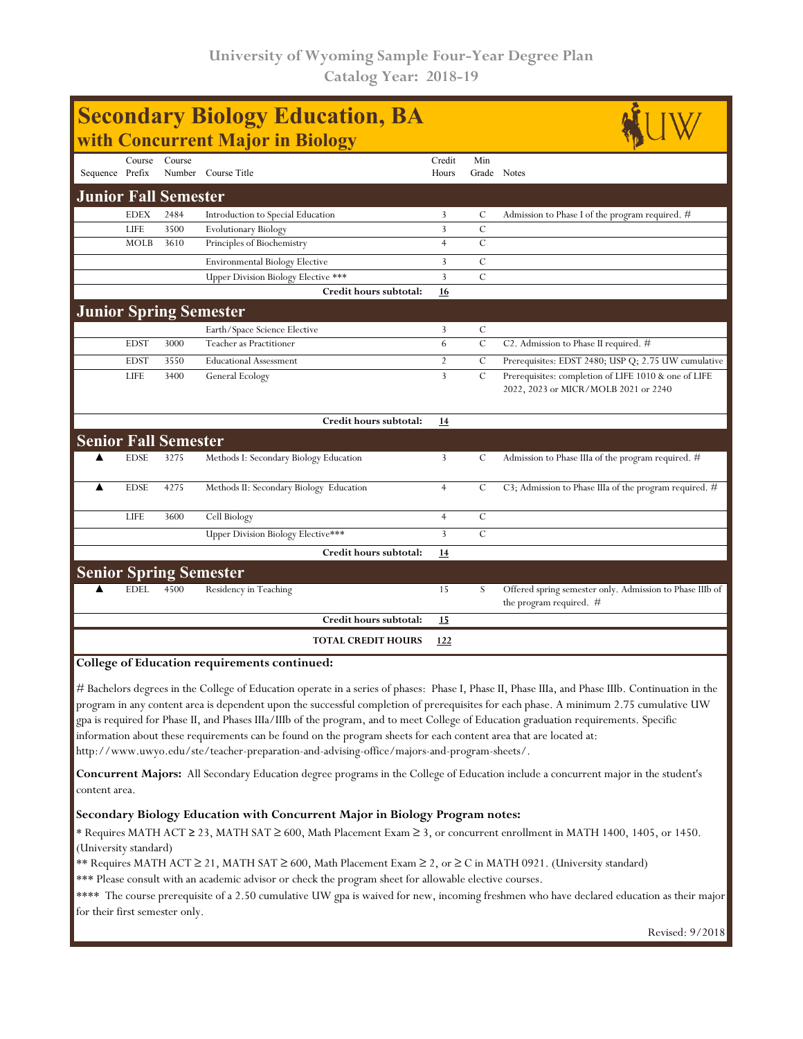University of Wyoming Sample Four-Year Degree Plan
Catalog Year: 2018-19

# Secondary Biology Education, BA
## with Concurrent Major in Biology

| Sequence | Course Prefix | Course Number | Course Title | Credit Hours | Min Grade | Notes |
|---|---|---|---|---|---|---|
| **Junior Fall Semester** | | | | | | |
| | EDEX | 2484 | Introduction to Special Education | 3 | C | Admission to Phase I of the program required. # |
| | LIFE | 3500 | Evolutionary Biology | 3 | C | |
| | MOLB | 3610 | Principles of Biochemistry | 4 | C | |
| | | | Environmental Biology Elective | 3 | C | |
| | | | Upper Division Biology Elective *** | 3 | C | |
| | | | **Credit hours subtotal:** | **16** | | |
| **Junior Spring Semester** | | | | | | |
| | | | Earth/Space Science Elective | 3 | C | |
| | EDST | 3000 | Teacher as Practitioner | 6 | C | C2. Admission to Phase II required. # |
| | EDST | 3550 | Educational Assessment | 2 | C | Prerequisites: EDST 2480; USP Q; 2.75 UW cumulative |
| | LIFE | 3400 | General Ecology | 3 | C | Prerequisites: completion of LIFE 1010 & one of LIFE 2022, 2023 or MICR/MOLB 2021 or 2240 |
| | | | **Credit hours subtotal:** | **14** | | |
| **Senior Fall Semester** | | | | | | |
| ▲ | EDSE | 3275 | Methods I: Secondary Biology Education | 3 | C | Admission to Phase IIIa of the program required. # |
| ▲ | EDSE | 4275 | Methods II: Secondary Biology Education | 4 | C | C3; Admission to Phase IIIa of the program required. # |
| | LIFE | 3600 | Cell Biology | 4 | C | |
| | | | Upper Division Biology Elective*** | 3 | C | |
| | | | **Credit hours subtotal:** | **14** | | |
| **Senior Spring Semester** | | | | | | |
| ▲ | EDEL | 4500 | Residency in Teaching | 15 | S | Offered spring semester only. Admission to Phase IIIb of the program required. # |
| | | | **Credit hours subtotal:** | **15** | | |
| | | | **TOTAL CREDIT HOURS** | **122** | | |

**College of Education requirements continued:**

# Bachelors degrees in the College of Education operate in a series of phases: Phase I, Phase II, Phase IIIa, and Phase IIIb. Continuation in the program in any content area is dependent upon the successful completion of prerequisites for each phase. A minimum 2.75 cumulative UW gpa is required for Phase II, and Phases IIIa/IIIb of the program, and to meet College of Education graduation requirements. Specific information about these requirements can be found on the program sheets for each content area that are located at: http://www.uwyo.edu/ste/teacher-preparation-and-advising-office/majors-and-program-sheets/.

**Concurrent Majors:** All Secondary Education degree programs in the College of Education include a concurrent major in the student's content area.

**Secondary Biology Education with Concurrent Major in Biology Program notes:**

* Requires MATH ACT ≥ 23, MATH SAT ≥ 600, Math Placement Exam ≥ 3, or concurrent enrollment in MATH 1400, 1405, or 1450. (University standard)

** Requires MATH ACT ≥ 21, MATH SAT ≥ 600, Math Placement Exam ≥ 2, or ≥ C in MATH 0921. (University standard)

*** Please consult with an academic advisor or check the program sheet for allowable elective courses.

**** The course prerequisite of a 2.50 cumulative UW gpa is waived for new, incoming freshmen who have declared education as their major for their first semester only.

Revised: 9/2018